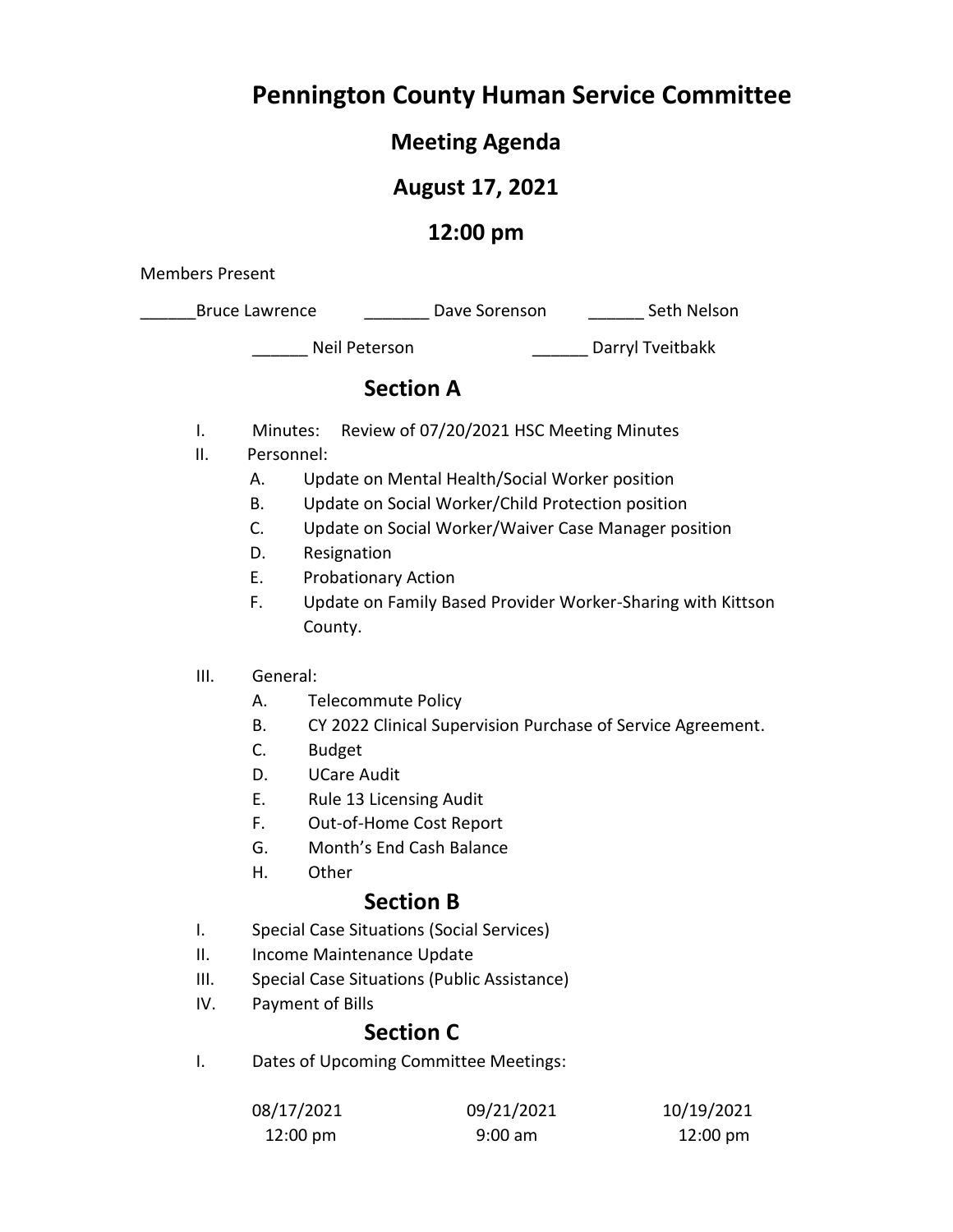# Pennington County Human Service Committee

## Meeting Agenda

## August 17, 2021

## 12:00 pm

Members Present

______Bruce Lawrence _______ Dave Sorenson ______ Seth Nelson

______ Neil Peterson ______ Darryl Tveitbakk

## Section A

I. Minutes: Review of 07/20/2021 HSC Meeting Minutes

II. Personnel:

- A. Update on Mental Health/Social Worker position
- B. Update on Social Worker/Child Protection position
- C. Update on Social Worker/Waiver Case Manager position
- D. Resignation
- E. Probationary Action
- F. Update on Family Based Provider Worker-Sharing with Kittson County.

III. General:

- A. Telecommute Policy
- B. CY 2022 Clinical Supervision Purchase of Service Agreement.
- C. Budget
- D. UCare Audit
- E. Rule 13 Licensing Audit
- F. Out-of-Home Cost Report
- G. Month's End Cash Balance
- H. Other

## Section B

I. Special Case Situations (Social Services)

II. Income Maintenance Update

III. Special Case Situations (Public Assistance)

IV. Payment of Bills

## Section C

I. Dates of Upcoming Committee Meetings:

| 08/17/2021 | 09/21/2021 | 10/19/2021 |
|---|---|---|
| 12:00 pm | 9:00 am | 12:00 pm |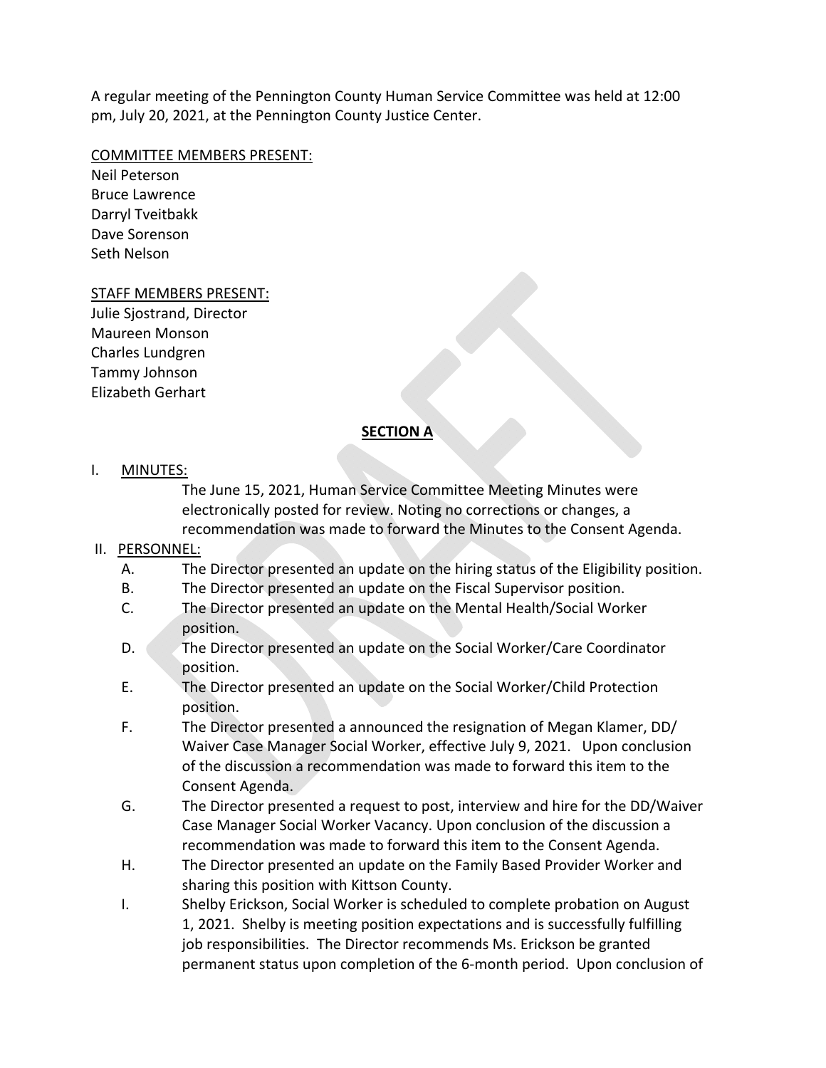A regular meeting of the Pennington County Human Service Committee was held at 12:00 pm, July 20, 2021, at the Pennington County Justice Center.

COMMITTEE MEMBERS PRESENT:
Neil Peterson
Bruce Lawrence
Darryl Tveitbakk
Dave Sorenson
Seth Nelson

STAFF MEMBERS PRESENT:
Julie Sjostrand, Director
Maureen Monson
Charles Lundgren
Tammy Johnson
Elizabeth Gerhart

## SECTION A

I. MINUTES:

The June 15, 2021, Human Service Committee Meeting Minutes were electronically posted for review. Noting no corrections or changes, a recommendation was made to forward the Minutes to the Consent Agenda.

II. PERSONNEL:

A. The Director presented an update on the hiring status of the Eligibility position.

B. The Director presented an update on the Fiscal Supervisor position.

C. The Director presented an update on the Mental Health/Social Worker position.

D. The Director presented an update on the Social Worker/Care Coordinator position.

E. The Director presented an update on the Social Worker/Child Protection position.

F. The Director presented a announced the resignation of Megan Klamer, DD/ Waiver Case Manager Social Worker, effective July 9, 2021. Upon conclusion of the discussion a recommendation was made to forward this item to the Consent Agenda.

G. The Director presented a request to post, interview and hire for the DD/Waiver Case Manager Social Worker Vacancy. Upon conclusion of the discussion a recommendation was made to forward this item to the Consent Agenda.

H. The Director presented an update on the Family Based Provider Worker and sharing this position with Kittson County.

I. Shelby Erickson, Social Worker is scheduled to complete probation on August 1, 2021. Shelby is meeting position expectations and is successfully fulfilling job responsibilities. The Director recommends Ms. Erickson be granted permanent status upon completion of the 6-month period. Upon conclusion of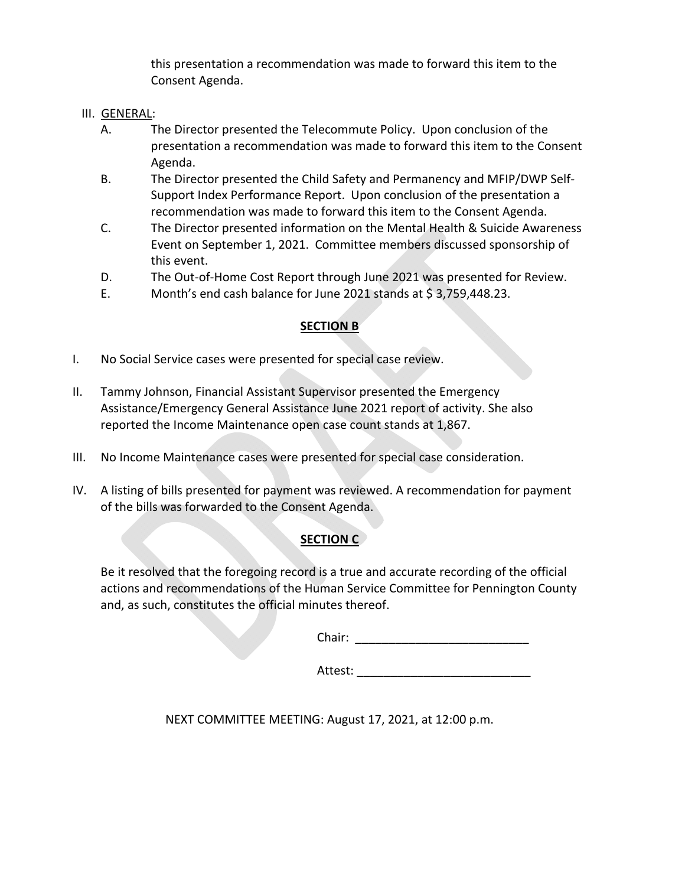this presentation a recommendation was made to forward this item to the Consent Agenda.

III. GENERAL:

A. The Director presented the Telecommute Policy. Upon conclusion of the presentation a recommendation was made to forward this item to the Consent Agenda.

B. The Director presented the Child Safety and Permanency and MFIP/DWP Self-Support Index Performance Report. Upon conclusion of the presentation a recommendation was made to forward this item to the Consent Agenda.

C. The Director presented information on the Mental Health & Suicide Awareness Event on September 1, 2021. Committee members discussed sponsorship of this event.

D. The Out-of-Home Cost Report through June 2021 was presented for Review.

E. Month's end cash balance for June 2021 stands at $ 3,759,448.23.

## SECTION B

I. No Social Service cases were presented for special case review.

II. Tammy Johnson, Financial Assistant Supervisor presented the Emergency Assistance/Emergency General Assistance June 2021 report of activity. She also reported the Income Maintenance open case count stands at 1,867.

III. No Income Maintenance cases were presented for special case consideration.

IV. A listing of bills presented for payment was reviewed. A recommendation for payment of the bills was forwarded to the Consent Agenda.

## SECTION C

Be it resolved that the foregoing record is a true and accurate recording of the official actions and recommendations of the Human Service Committee for Pennington County and, as such, constitutes the official minutes thereof.

Chair: __________________________

Attest: __________________________

NEXT COMMITTEE MEETING: August 17, 2021, at 12:00 p.m.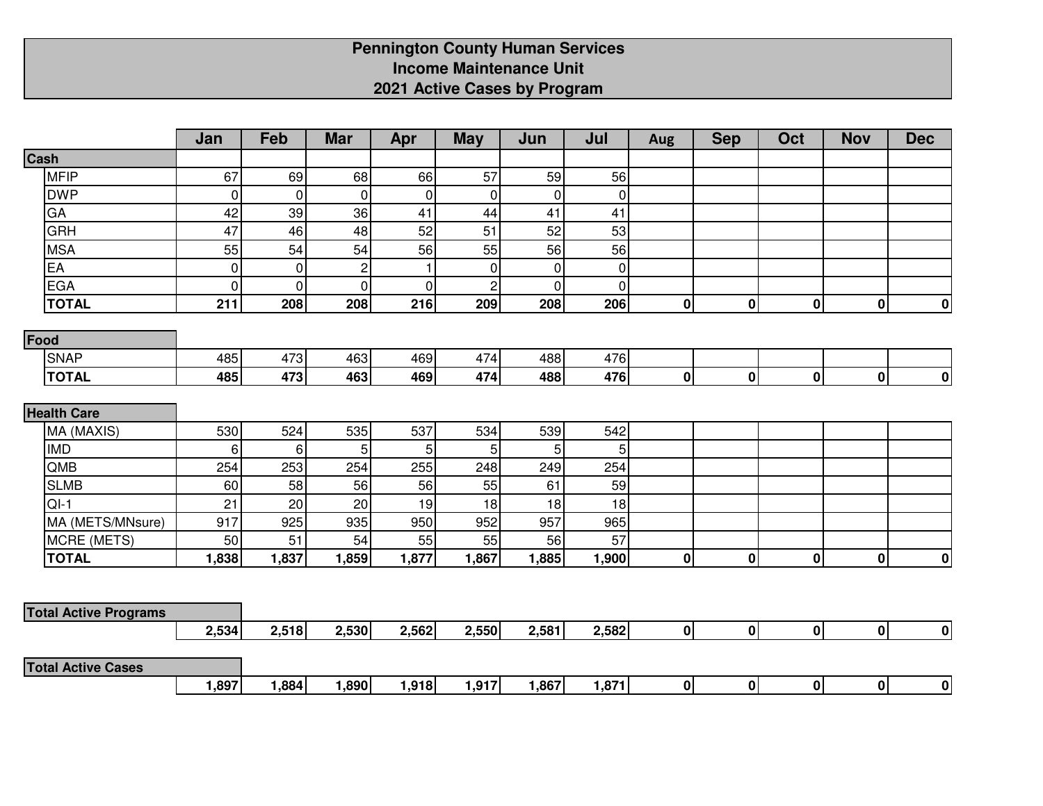# Pennington County Human Services
## Income Maintenance Unit
## 2021 Active Cases by Program

| | Jan | Feb | Mar | Apr | May | Jun | Jul | Aug | Sep | Oct | Nov | Dec |
|---|---|---|---|---|---|---|---|---|---|---|---|---|
| **Cash** | | | | | | | | | | | | |
| MFIP | 67 | 69 | 68 | 66 | 57 | 59 | 56 | | | | | |
| DWP | 0 | 0 | 0 | 0 | 0 | 0 | 0 | | | | | |
| GA | 42 | 39 | 36 | 41 | 44 | 41 | 41 | | | | | |
| GRH | 47 | 46 | 48 | 52 | 51 | 52 | 53 | | | | | |
| MSA | 55 | 54 | 54 | 56 | 55 | 56 | 56 | | | | | |
| EA | 0 | 0 | 2 | 1 | 0 | 0 | 0 | | | | | |
| EGA | 0 | 0 | 0 | 0 | 2 | 0 | 0 | | | | | |
| **TOTAL** | **211** | **208** | **208** | **216** | **209** | **208** | **206** | **0** | **0** | **0** | **0** | **0** |
| **Food** | | | | | | | | | | | | |
| SNAP | 485 | 473 | 463 | 469 | 474 | 488 | 476 | | | | | |
| **TOTAL** | **485** | **473** | **463** | **469** | **474** | **488** | **476** | **0** | **0** | **0** | **0** | **0** |
| **Health Care** | | | | | | | | | | | | |
| MA (MAXIS) | 530 | 524 | 535 | 537 | 534 | 539 | 542 | | | | | |
| IMD | 6 | 6 | 5 | 5 | 5 | 5 | 5 | | | | | |
| QMB | 254 | 253 | 254 | 255 | 248 | 249 | 254 | | | | | |
| SLMB | 60 | 58 | 56 | 56 | 55 | 61 | 59 | | | | | |
| QI-1 | 21 | 20 | 20 | 19 | 18 | 18 | 18 | | | | | |
| MA (METS/MNsure) | 917 | 925 | 935 | 950 | 952 | 957 | 965 | | | | | |
| MCRE (METS) | 50 | 51 | 54 | 55 | 55 | 56 | 57 | | | | | |
| **TOTAL** | **1,838** | **1,837** | **1,859** | **1,877** | **1,867** | **1,885** | **1,900** | **0** | **0** | **0** | **0** | **0** |
| **Total Active Programs** | **2,534** | **2,518** | **2,530** | **2,562** | **2,550** | **2,581** | **2,582** | **0** | **0** | **0** | **0** | **0** |
| **Total Active Cases** | **1,897** | **1,884** | **1,890** | **1,918** | **1,917** | **1,867** | **1,871** | **0** | **0** | **0** | **0** | **0** |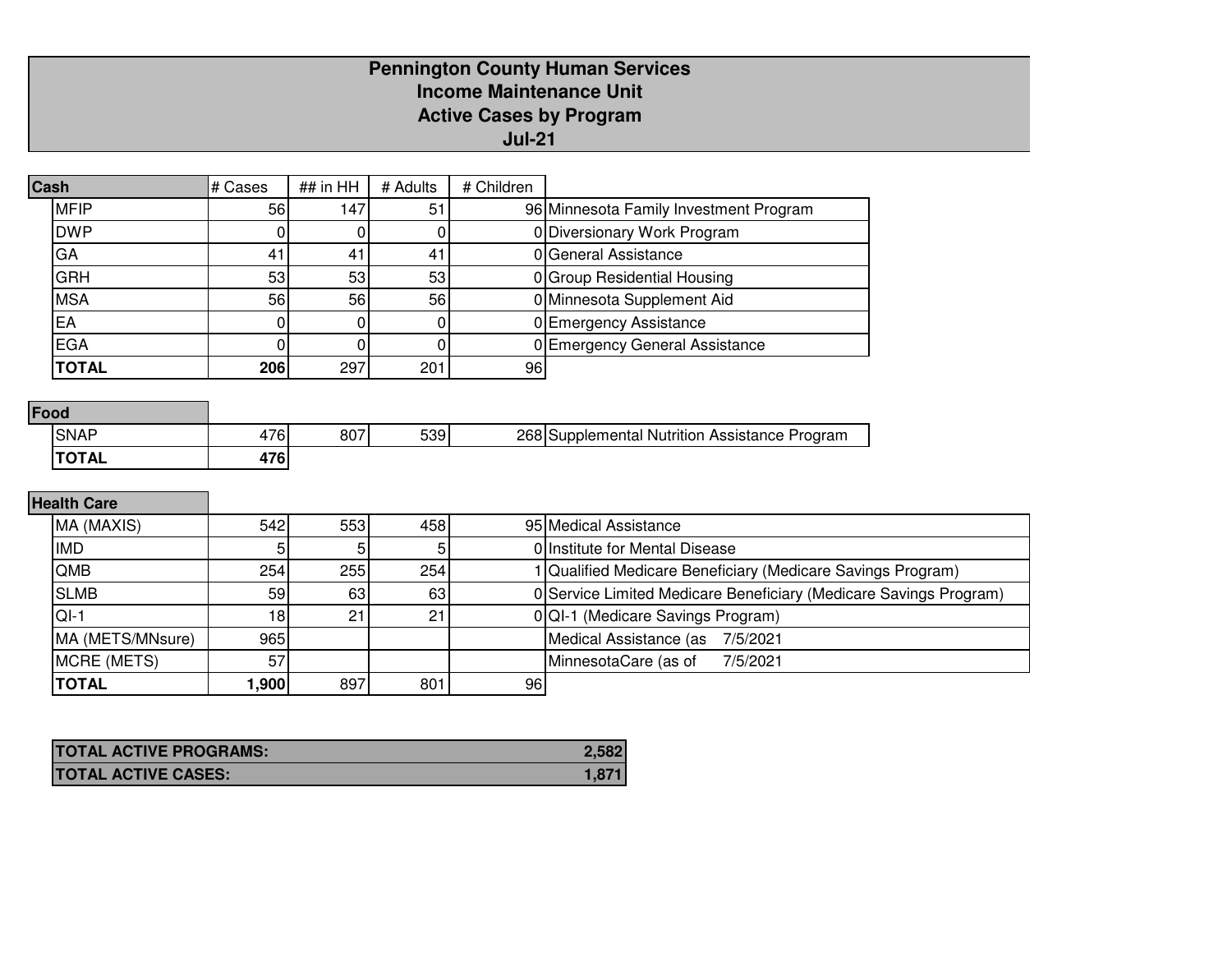# Pennington County Human Services
## Income Maintenance Unit
## Active Cases by Program
## Jul-21

| Cash | # Cases | ## in HH | # Adults | # Children | |
|---|---|---|---|---|---|
| MFIP | 56 | 147 | 51 | 96 | Minnesota Family Investment Program |
| DWP | 0 | 0 | 0 | 0 | Diversionary Work Program |
| GA | 41 | 41 | 41 | 0 | General Assistance |
| GRH | 53 | 53 | 53 | 0 | Group Residential Housing |
| MSA | 56 | 56 | 56 | 0 | Minnesota Supplement Aid |
| EA | 0 | 0 | 0 | 0 | Emergency Assistance |
| EGA | 0 | 0 | 0 | 0 | Emergency General Assistance |
| **TOTAL** | **206** | 297 | 201 | 96 | |

| Food | # Cases | ## in HH | # Adults | # Children | |
|---|---|---|---|---|---|
| SNAP | 476 | 807 | 539 | 268 | Supplemental Nutrition Assistance Program |
| **TOTAL** | **476** | | | | |

| Health Care | # Cases | ## in HH | # Adults | # Children | |
|---|---|---|---|---|---|
| MA (MAXIS) | 542 | 553 | 458 | 95 | Medical Assistance |
| IMD | 5 | 5 | 5 | 0 | Institute for Mental Disease |
| QMB | 254 | 255 | 254 | 1 | Qualified Medicare Beneficiary (Medicare Savings Program) |
| SLMB | 59 | 63 | 63 | 0 | Service Limited Medicare Beneficiary (Medicare Savings Program) |
| QI-1 | 18 | 21 | 21 | 0 | QI-1 (Medicare Savings Program) |
| MA (METS/MNsure) | 965 | | | | Medical Assistance (as 7/5/2021 |
| MCRE (METS) | 57 | | | | MinnesotaCare (as of 7/5/2021 |
| **TOTAL** | **1,900** | 897 | 801 | 96 | |

| | |
|---|---|
| **TOTAL ACTIVE PROGRAMS:** | **2,582** |
| **TOTAL ACTIVE CASES:** | **1,871** |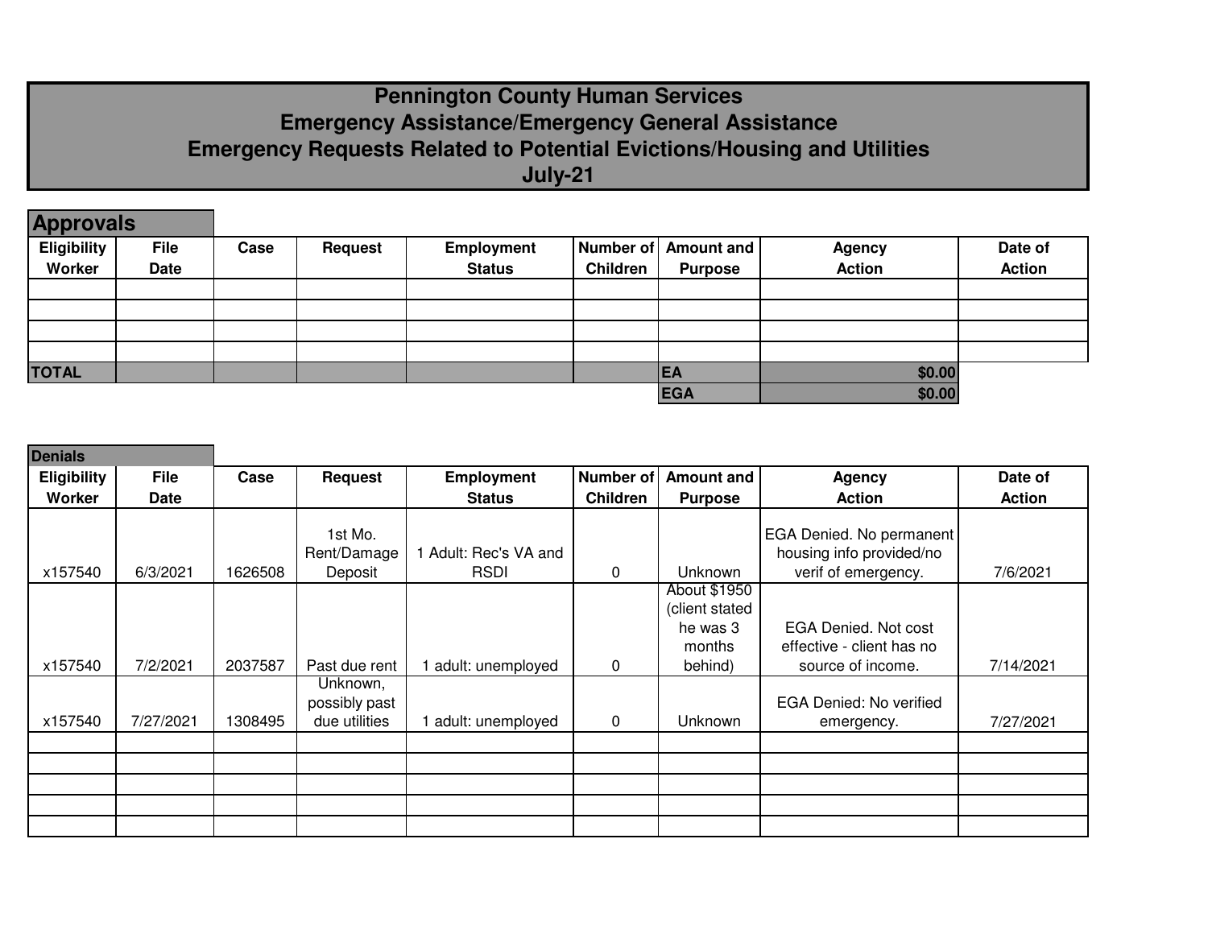# Pennington County Human Services
## Emergency Assistance/Emergency General Assistance
## Emergency Requests Related to Potential Evictions/Housing and Utilities
## July-21

### Approvals

| Eligibility Worker | File Date | Case | Request | Employment Status | Number of Children | Amount and Purpose | Agency Action | Date of Action |
|---|---|---|---|---|---|---|---|---|
| | | | | | | | | |
| | | | | | | | | |
| | | | | | | | | |
| | | | | | | | | |
| **TOTAL** | | | | | | **EA** | **$0.00** | |
| | | | | | | **EGA** | **$0.00** | |

### Denials

| Eligibility Worker | File Date | Case | Request | Employment Status | Number of Children | Amount and Purpose | Agency Action | Date of Action |
|---|---|---|---|---|---|---|---|---|
| x157540 | 6/3/2021 | 1626508 | 1st Mo. Rent/Damage Deposit | 1 Adult: Rec's VA and RSDI | 0 | Unknown | EGA Denied. No permanent housing info provided/no verif of emergency. | 7/6/2021 |
| x157540 | 7/2/2021 | 2037587 | Past due rent | 1 adult: unemployed | 0 | About $1950 (client stated he was 3 months behind) | EGA Denied. Not cost effective - client has no source of income. | 7/14/2021 |
| x157540 | 7/27/2021 | 1308495 | Unknown, possibly past due utilities | 1 adult: unemployed | 0 | Unknown | EGA Denied: No verified emergency. | 7/27/2021 |
| | | | | | | | | |
| | | | | | | | | |
| | | | | | | | | |
| | | | | | | | | |
| | | | | | | | | |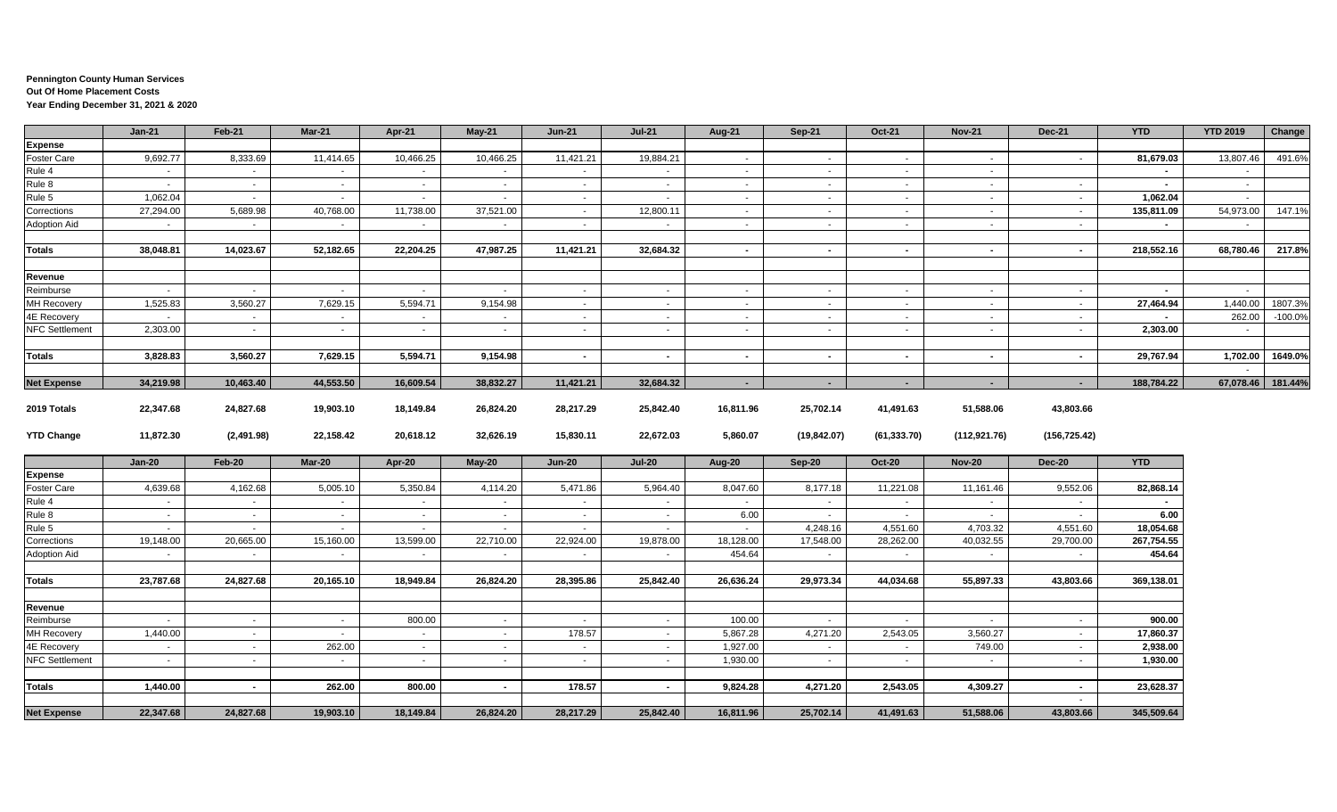**Pennington County Human Services**
**Out Of Home Placement Costs**
**Year Ending December 31, 2021 & 2020**

| | Jan-21 | Feb-21 | Mar-21 | Apr-21 | May-21 | Jun-21 | Jul-21 | Aug-21 | Sep-21 | Oct-21 | Nov-21 | Dec-21 | YTD | YTD 2019 | Change |
|---|---|---|---|---|---|---|---|---|---|---|---|---|---|---|---|
| **Expense** | | | | | | | | | | | | | | | |
| Foster Care | 9,692.77 | 8,333.69 | 11,414.65 | 10,466.25 | 10,466.25 | 11,421.21 | 19,884.21 | - | - | - | - | - | **81,679.03** | 13,807.46 | 491.6% |
| Rule 4 | - | - | - | - | - | - | - | - | - | - | - | | **-** | - | |
| Rule 8 | - | - | - | - | - | - | - | - | - | - | - | - | **-** | - | |
| Rule 5 | 1,062.04 | - | - | - | - | - | - | - | - | - | - | - | **1,062.04** | - | |
| Corrections | 27,294.00 | 5,689.98 | 40,768.00 | 11,738.00 | 37,521.00 | - | 12,800.11 | - | - | - | - | - | **135,811.09** | 54,973.00 | 147.1% |
| Adoption Aid | - | - | - | - | - | - | - | - | - | - | - | - | **-** | - | |
| | | | | | | | | | | | | | | | |
| **Totals** | **38,048.81** | **14,023.67** | **52,182.65** | **22,204.25** | **47,987.25** | **11,421.21** | **32,684.32** | **-** | **-** | **-** | **-** | **-** | **218,552.16** | **68,780.46** | **217.8%** |
| | | | | | | | | | | | | | | | |
| **Revenue** | | | | | | | | | | | | | | | |
| Reimburse | - | - | - | - | - | - | - | - | - | - | - | - | **-** | - | |
| MH Recovery | 1,525.83 | 3,560.27 | 7,629.15 | 5,594.71 | 9,154.98 | - | - | - | - | - | - | - | **27,464.94** | 1,440.00 | 1807.3% |
| 4E Recovery | - | - | - | - | - | - | - | - | - | - | - | - | **-** | 262.00 | -100.0% |
| NFC Settlement | 2,303.00 | - | - | - | - | - | - | - | - | - | - | - | **2,303.00** | - | |
| | | | | | | | | | | | | | | | |
| **Totals** | **3,828.83** | **3,560.27** | **7,629.15** | **5,594.71** | **9,154.98** | **-** | **-** | **-** | **-** | **-** | **-** | **-** | **29,767.94** | **1,702.00** | **1649.0%** |
| | | | | | | | | | | | | | | - | |
| **Net Expense** | **34,219.98** | **10,463.40** | **44,553.50** | **16,609.54** | **38,832.27** | **11,421.21** | **32,684.32** | **-** | **-** | **-** | **-** | **-** | **188,784.22** | **67,078.46** | **181.44%** |
| | | | | | | | | | | | | | | | |
| **2019 Totals** | **22,347.68** | **24,827.68** | **19,903.10** | **18,149.84** | **26,824.20** | **28,217.29** | **25,842.40** | **16,811.96** | **25,702.14** | **41,491.63** | **51,588.06** | **43,803.66** | | | |
| | | | | | | | | | | | | | | | |
| **YTD Change** | **11,872.30** | **(2,491.98)** | **22,158.42** | **20,618.12** | **32,626.19** | **15,830.11** | **22,672.03** | **5,860.07** | **(19,842.07)** | **(61,333.70)** | **(112,921.76)** | **(156,725.42)** | | | |

| | Jan-20 | Feb-20 | Mar-20 | Apr-20 | May-20 | Jun-20 | Jul-20 | Aug-20 | Sep-20 | Oct-20 | Nov-20 | Dec-20 | YTD |
|---|---|---|---|---|---|---|---|---|---|---|---|---|---|
| **Expense** | | | | | | | | | | | | | |
| Foster Care | 4,639.68 | 4,162.68 | 5,005.10 | 5,350.84 | 4,114.20 | 5,471.86 | 5,964.40 | 8,047.60 | 8,177.18 | 11,221.08 | 11,161.46 | 9,552.06 | **82,868.14** |
| Rule 4 | - | - | - | - | - | - | - | - | - | - | - | - | **-** |
| Rule 8 | - | - | - | - | - | - | - | 6.00 | - | - | - | - | **6.00** |
| Rule 5 | - | - | - | - | - | - | - | - | 4,248.16 | 4,551.60 | 4,703.32 | 4,551.60 | **18,054.68** |
| Corrections | 19,148.00 | 20,665.00 | 15,160.00 | 13,599.00 | 22,710.00 | 22,924.00 | 19,878.00 | 18,128.00 | 17,548.00 | 28,262.00 | 40,032.55 | 29,700.00 | **267,754.55** |
| Adoption Aid | - | - | - | - | - | - | - | 454.64 | - | - | - | - | **454.64** |
| | | | | | | | | | | | | | |
| **Totals** | **23,787.68** | **24,827.68** | **20,165.10** | **18,949.84** | **26,824.20** | **28,395.86** | **25,842.40** | **26,636.24** | **29,973.34** | **44,034.68** | **55,897.33** | **43,803.66** | **369,138.01** |
| | | | | | | | | | | | | | |
| **Revenue** | | | | | | | | | | | | | |
| Reimburse | - | - | - | 800.00 | - | - | - | 100.00 | - | - | - | - | **900.00** |
| MH Recovery | 1,440.00 | - | - | - | - | 178.57 | - | 5,867.28 | 4,271.20 | 2,543.05 | 3,560.27 | - | **17,860.37** |
| 4E Recovery | - | - | 262.00 | - | - | - | - | 1,927.00 | - | - | 749.00 | - | **2,938.00** |
| NFC Settlement | - | - | - | - | - | - | - | 1,930.00 | - | - | - | - | **1,930.00** |
| | | | | | | | | | | | | | |
| **Totals** | **1,440.00** | **-** | **262.00** | **800.00** | **-** | **178.57** | **-** | **9,824.28** | **4,271.20** | **2,543.05** | **4,309.27** | **-** | **23,628.37** |
| | | | | | | | | | | | | - | |
| **Net Expense** | **22,347.68** | **24,827.68** | **19,903.10** | **18,149.84** | **26,824.20** | **28,217.29** | **25,842.40** | **16,811.96** | **25,702.14** | **41,491.63** | **51,588.06** | **43,803.66** | **345,509.64** |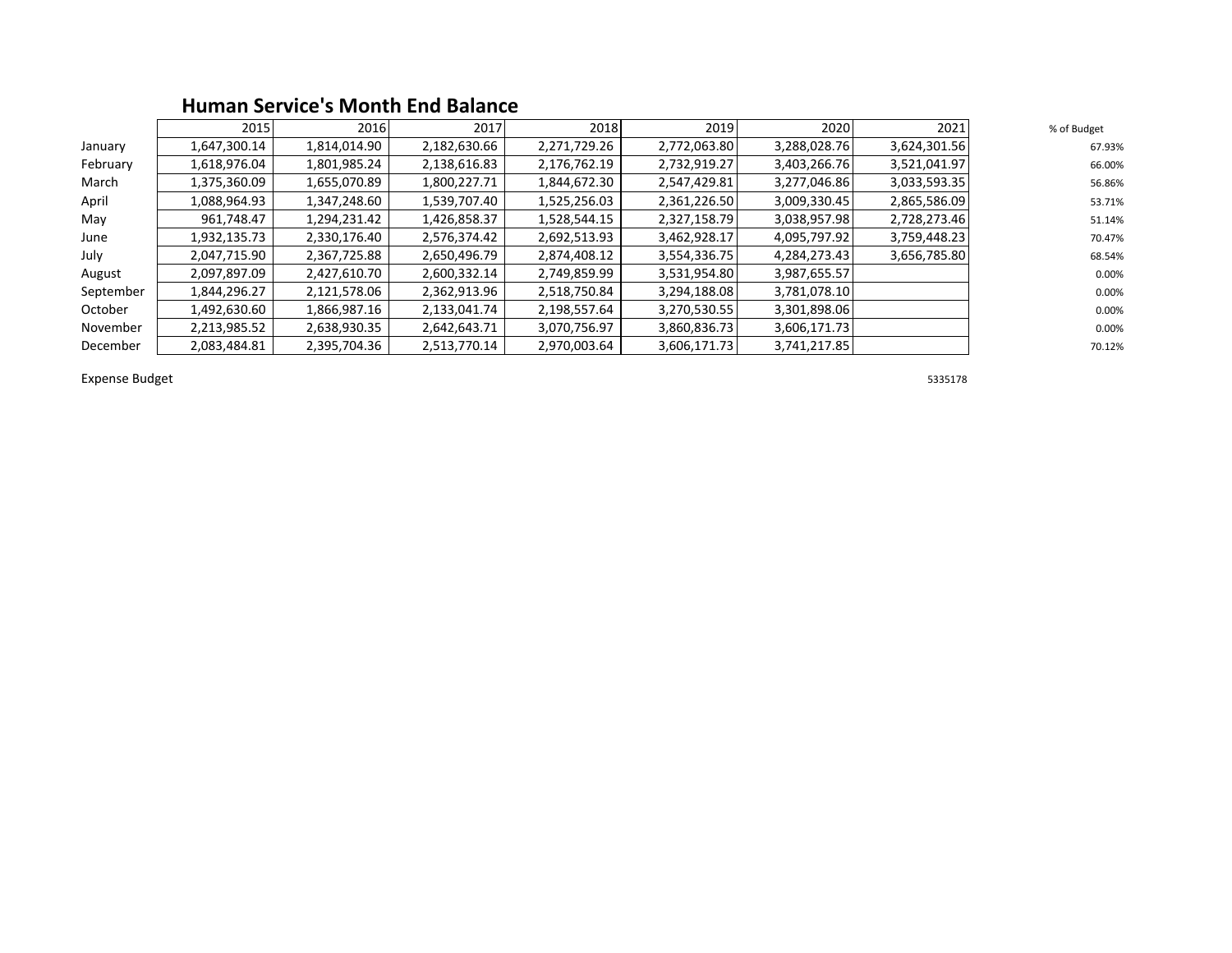## Human Service's Month End Balance

| | 2015 | 2016 | 2017 | 2018 | 2019 | 2020 | 2021 | % of Budget |
|---|---|---|---|---|---|---|---|---|
| January | 1,647,300.14 | 1,814,014.90 | 2,182,630.66 | 2,271,729.26 | 2,772,063.80 | 3,288,028.76 | 3,624,301.56 | 67.93% |
| February | 1,618,976.04 | 1,801,985.24 | 2,138,616.83 | 2,176,762.19 | 2,732,919.27 | 3,403,266.76 | 3,521,041.97 | 66.00% |
| March | 1,375,360.09 | 1,655,070.89 | 1,800,227.71 | 1,844,672.30 | 2,547,429.81 | 3,277,046.86 | 3,033,593.35 | 56.86% |
| April | 1,088,964.93 | 1,347,248.60 | 1,539,707.40 | 1,525,256.03 | 2,361,226.50 | 3,009,330.45 | 2,865,586.09 | 53.71% |
| May | 961,748.47 | 1,294,231.42 | 1,426,858.37 | 1,528,544.15 | 2,327,158.79 | 3,038,957.98 | 2,728,273.46 | 51.14% |
| June | 1,932,135.73 | 2,330,176.40 | 2,576,374.42 | 2,692,513.93 | 3,462,928.17 | 4,095,797.92 | 3,759,448.23 | 70.47% |
| July | 2,047,715.90 | 2,367,725.88 | 2,650,496.79 | 2,874,408.12 | 3,554,336.75 | 4,284,273.43 | 3,656,785.80 | 68.54% |
| August | 2,097,897.09 | 2,427,610.70 | 2,600,332.14 | 2,749,859.99 | 3,531,954.80 | 3,987,655.57 | | 0.00% |
| September | 1,844,296.27 | 2,121,578.06 | 2,362,913.96 | 2,518,750.84 | 3,294,188.08 | 3,781,078.10 | | 0.00% |
| October | 1,492,630.60 | 1,866,987.16 | 2,133,041.74 | 2,198,557.64 | 3,270,530.55 | 3,301,898.06 | | 0.00% |
| November | 2,213,985.52 | 2,638,930.35 | 2,642,643.71 | 3,070,756.97 | 3,860,836.73 | 3,606,171.73 | | 0.00% |
| December | 2,083,484.81 | 2,395,704.36 | 2,513,770.14 | 2,970,003.64 | 3,606,171.73 | 3,741,217.85 | | 70.12% |
| Expense Budget | | | | | | | 5335178 | |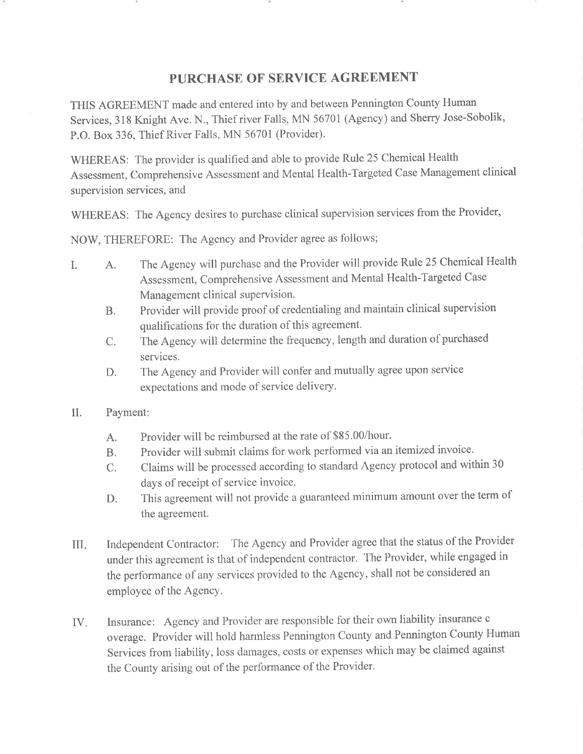# PURCHASE OF SERVICE AGREEMENT

THIS AGREEMENT made and entered into by and between Pennington County Human Services, 318 Knight Ave. N., Thief river Falls, MN 56701 (Agency) and Sherry Jose-Sobolik, P.O. Box 336, Thief River Falls, MN 56701 (Provider).

WHEREAS: The provider is qualified and able to provide Rule 25 Chemical Health Assessment, Comprehensive Assessment and Mental Health-Targeted Case Management clinical supervision services, and

WHEREAS: The Agency desires to purchase clinical supervision services from the Provider,

NOW, THEREFORE: The Agency and Provider agree as follows;

I. A. The Agency will purchase and the Provider will provide Rule 25 Chemical Health Assessment, Comprehensive Assessment and Mental Health-Targeted Case Management clinical supervision.

   B. Provider will provide proof of credentialing and maintain clinical supervision qualifications for the duration of this agreement.

   C. The Agency will determine the frequency, length and duration of purchased services.

   D. The Agency and Provider will confer and mutually agree upon service expectations and mode of service delivery.

II. Payment:

   A. Provider will be reimbursed at the rate of $85.00/hour.

   B. Provider will submit claims for work performed via an itemized invoice.

   C. Claims will be processed according to standard Agency protocol and within 30 days of receipt of service invoice.

   D. This agreement will not provide a guaranteed minimum amount over the term of the agreement.

III. Independent Contractor: The Agency and Provider agree that the status of the Provider under this agreement is that of independent contractor. The Provider, while engaged in the performance of any services provided to the Agency, shall not be considered an employee of the Agency.

IV. Insurance: Agency and Provider are responsible for their own liability insurance c overage. Provider will hold harmless Pennington County and Pennington County Human Services from liability, loss damages, costs or expenses which may be claimed against the County arising out of the performance of the Provider.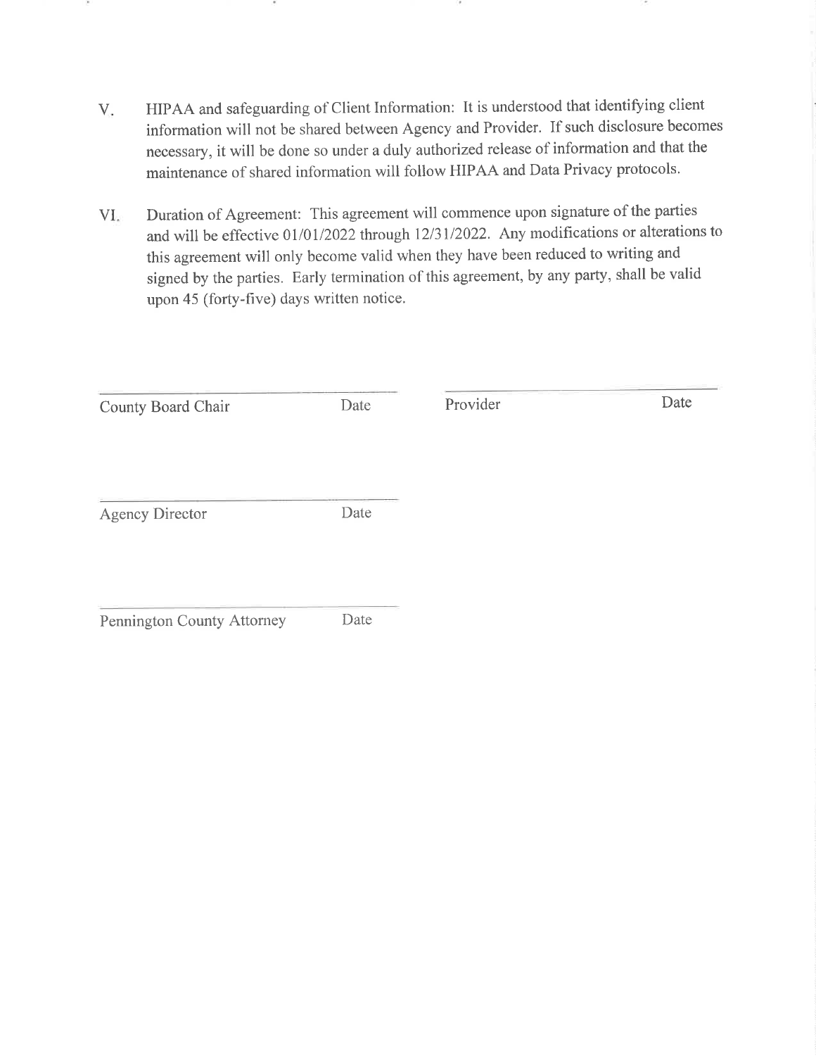V. HIPAA and safeguarding of Client Information: It is understood that identifying client information will not be shared between Agency and Provider. If such disclosure becomes necessary, it will be done so under a duly authorized release of information and that the maintenance of shared information will follow HIPAA and Data Privacy protocols.

VI. Duration of Agreement: This agreement will commence upon signature of the parties and will be effective 01/01/2022 through 12/31/2022. Any modifications or alterations to this agreement will only become valid when they have been reduced to writing and signed by the parties. Early termination of this agreement, by any party, shall be valid upon 45 (forty-five) days written notice.

\_\_\_\_\_\_\_\_\_\_\_\_\_\_\_\_\_\_\_\_\_\_\_\_\_\_\_\_\_\_\_\_
County Board Chair Date

\_\_\_\_\_\_\_\_\_\_\_\_\_\_\_\_\_\_\_\_\_\_\_\_\_\_\_\_\_\_\_\_
Provider Date

\_\_\_\_\_\_\_\_\_\_\_\_\_\_\_\_\_\_\_\_\_\_\_\_\_\_\_\_\_\_\_\_
Agency Director Date

\_\_\_\_\_\_\_\_\_\_\_\_\_\_\_\_\_\_\_\_\_\_\_\_\_\_\_\_\_\_\_\_
Pennington County Attorney Date